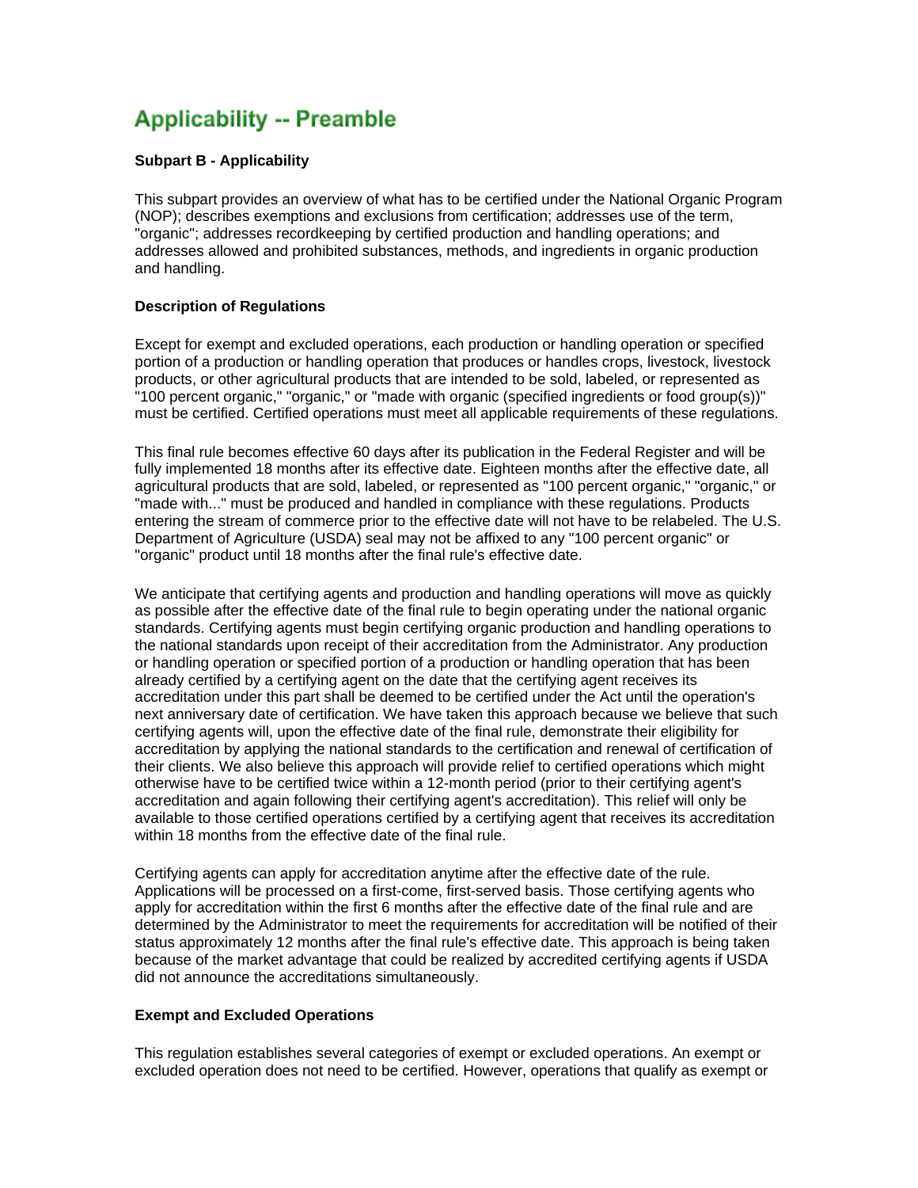# Applicability -- Preamble

**Subpart B - Applicability**

This subpart provides an overview of what has to be certified under the National Organic Program (NOP); describes exemptions and exclusions from certification; addresses use of the term, "organic"; addresses recordkeeping by certified production and handling operations; and addresses allowed and prohibited substances, methods, and ingredients in organic production and handling.

**Description of Regulations**

Except for exempt and excluded operations, each production or handling operation or specified portion of a production or handling operation that produces or handles crops, livestock, livestock products, or other agricultural products that are intended to be sold, labeled, or represented as "100 percent organic," "organic," or "made with organic (specified ingredients or food group(s))" must be certified. Certified operations must meet all applicable requirements of these regulations.

This final rule becomes effective 60 days after its publication in the Federal Register and will be fully implemented 18 months after its effective date. Eighteen months after the effective date, all agricultural products that are sold, labeled, or represented as "100 percent organic," "organic," or "made with..." must be produced and handled in compliance with these regulations. Products entering the stream of commerce prior to the effective date will not have to be relabeled. The U.S. Department of Agriculture (USDA) seal may not be affixed to any "100 percent organic" or "organic" product until 18 months after the final rule's effective date.

We anticipate that certifying agents and production and handling operations will move as quickly as possible after the effective date of the final rule to begin operating under the national organic standards. Certifying agents must begin certifying organic production and handling operations to the national standards upon receipt of their accreditation from the Administrator. Any production or handling operation or specified portion of a production or handling operation that has been already certified by a certifying agent on the date that the certifying agent receives its accreditation under this part shall be deemed to be certified under the Act until the operation's next anniversary date of certification. We have taken this approach because we believe that such certifying agents will, upon the effective date of the final rule, demonstrate their eligibility for accreditation by applying the national standards to the certification and renewal of certification of their clients. We also believe this approach will provide relief to certified operations which might otherwise have to be certified twice within a 12-month period (prior to their certifying agent's accreditation and again following their certifying agent's accreditation). This relief will only be available to those certified operations certified by a certifying agent that receives its accreditation within 18 months from the effective date of the final rule.

Certifying agents can apply for accreditation anytime after the effective date of the rule. Applications will be processed on a first-come, first-served basis. Those certifying agents who apply for accreditation within the first 6 months after the effective date of the final rule and are determined by the Administrator to meet the requirements for accreditation will be notified of their status approximately 12 months after the final rule's effective date. This approach is being taken because of the market advantage that could be realized by accredited certifying agents if USDA did not announce the accreditations simultaneously.

**Exempt and Excluded Operations**

This regulation establishes several categories of exempt or excluded operations. An exempt or excluded operation does not need to be certified. However, operations that qualify as exempt or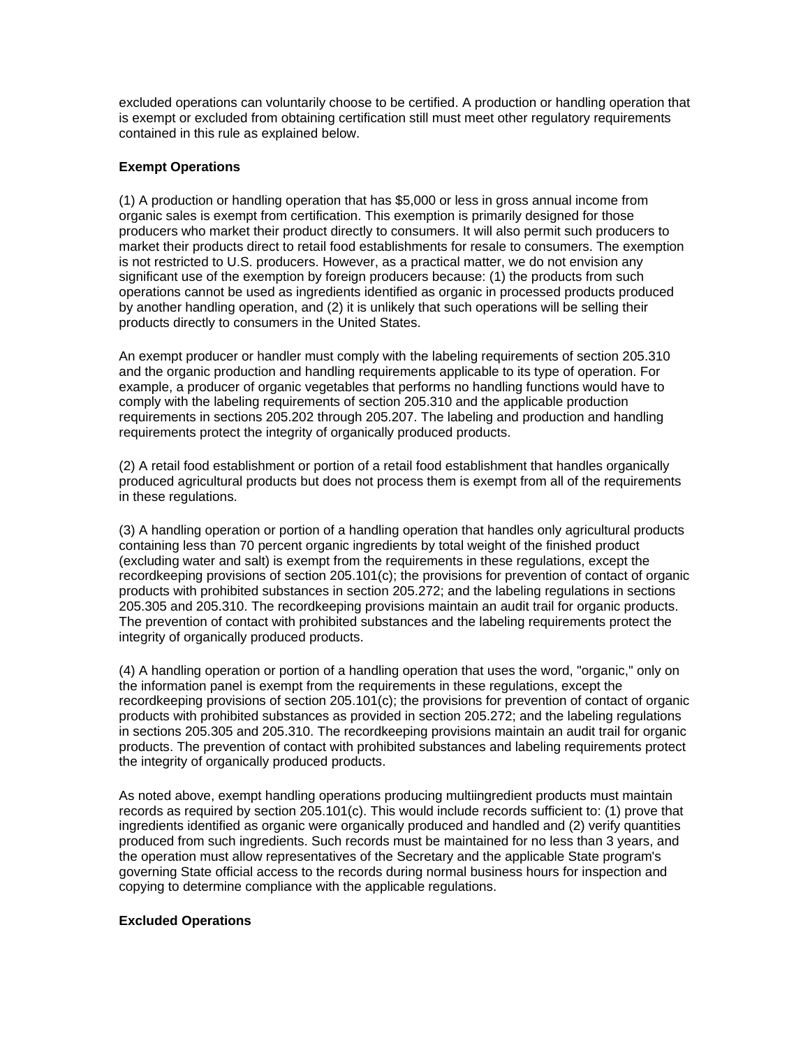excluded operations can voluntarily choose to be certified. A production or handling operation that is exempt or excluded from obtaining certification still must meet other regulatory requirements contained in this rule as explained below.

**Exempt Operations**

(1) A production or handling operation that has $5,000 or less in gross annual income from organic sales is exempt from certification. This exemption is primarily designed for those producers who market their product directly to consumers. It will also permit such producers to market their products direct to retail food establishments for resale to consumers. The exemption is not restricted to U.S. producers. However, as a practical matter, we do not envision any significant use of the exemption by foreign producers because: (1) the products from such operations cannot be used as ingredients identified as organic in processed products produced by another handling operation, and (2) it is unlikely that such operations will be selling their products directly to consumers in the United States.

An exempt producer or handler must comply with the labeling requirements of section 205.310 and the organic production and handling requirements applicable to its type of operation. For example, a producer of organic vegetables that performs no handling functions would have to comply with the labeling requirements of section 205.310 and the applicable production requirements in sections 205.202 through 205.207. The labeling and production and handling requirements protect the integrity of organically produced products.

(2) A retail food establishment or portion of a retail food establishment that handles organically produced agricultural products but does not process them is exempt from all of the requirements in these regulations.

(3) A handling operation or portion of a handling operation that handles only agricultural products containing less than 70 percent organic ingredients by total weight of the finished product (excluding water and salt) is exempt from the requirements in these regulations, except the recordkeeping provisions of section 205.101(c); the provisions for prevention of contact of organic products with prohibited substances in section 205.272; and the labeling regulations in sections 205.305 and 205.310. The recordkeeping provisions maintain an audit trail for organic products. The prevention of contact with prohibited substances and the labeling requirements protect the integrity of organically produced products.

(4) A handling operation or portion of a handling operation that uses the word, "organic," only on the information panel is exempt from the requirements in these regulations, except the recordkeeping provisions of section 205.101(c); the provisions for prevention of contact of organic products with prohibited substances as provided in section 205.272; and the labeling regulations in sections 205.305 and 205.310. The recordkeeping provisions maintain an audit trail for organic products. The prevention of contact with prohibited substances and labeling requirements protect the integrity of organically produced products.

As noted above, exempt handling operations producing multiingredient products must maintain records as required by section 205.101(c). This would include records sufficient to: (1) prove that ingredients identified as organic were organically produced and handled and (2) verify quantities produced from such ingredients. Such records must be maintained for no less than 3 years, and the operation must allow representatives of the Secretary and the applicable State program's governing State official access to the records during normal business hours for inspection and copying to determine compliance with the applicable regulations.

**Excluded Operations**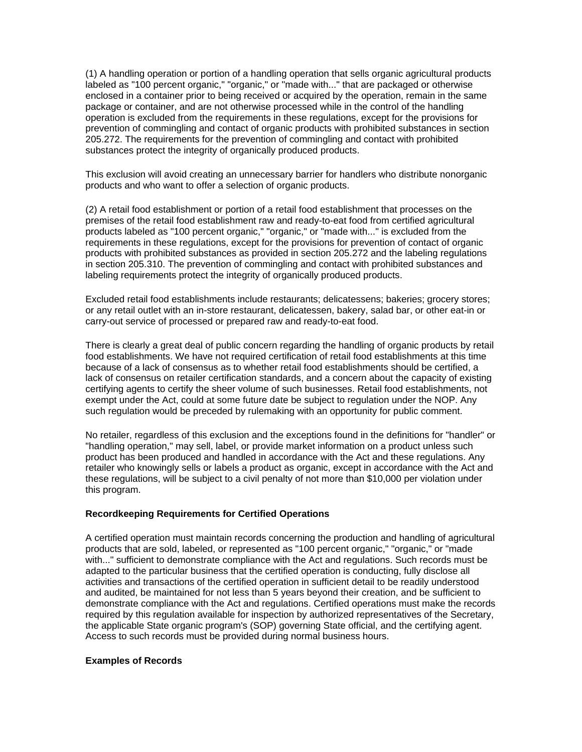(1) A handling operation or portion of a handling operation that sells organic agricultural products labeled as "100 percent organic," "organic," or "made with..." that are packaged or otherwise enclosed in a container prior to being received or acquired by the operation, remain in the same package or container, and are not otherwise processed while in the control of the handling operation is excluded from the requirements in these regulations, except for the provisions for prevention of commingling and contact of organic products with prohibited substances in section 205.272. The requirements for the prevention of commingling and contact with prohibited substances protect the integrity of organically produced products.

This exclusion will avoid creating an unnecessary barrier for handlers who distribute nonorganic products and who want to offer a selection of organic products.

(2) A retail food establishment or portion of a retail food establishment that processes on the premises of the retail food establishment raw and ready-to-eat food from certified agricultural products labeled as "100 percent organic," "organic," or "made with..." is excluded from the requirements in these regulations, except for the provisions for prevention of contact of organic products with prohibited substances as provided in section 205.272 and the labeling regulations in section 205.310. The prevention of commingling and contact with prohibited substances and labeling requirements protect the integrity of organically produced products.

Excluded retail food establishments include restaurants; delicatessens; bakeries; grocery stores; or any retail outlet with an in-store restaurant, delicatessen, bakery, salad bar, or other eat-in or carry-out service of processed or prepared raw and ready-to-eat food.

There is clearly a great deal of public concern regarding the handling of organic products by retail food establishments. We have not required certification of retail food establishments at this time because of a lack of consensus as to whether retail food establishments should be certified, a lack of consensus on retailer certification standards, and a concern about the capacity of existing certifying agents to certify the sheer volume of such businesses. Retail food establishments, not exempt under the Act, could at some future date be subject to regulation under the NOP. Any such regulation would be preceded by rulemaking with an opportunity for public comment.

No retailer, regardless of this exclusion and the exceptions found in the definitions for "handler" or "handling operation," may sell, label, or provide market information on a product unless such product has been produced and handled in accordance with the Act and these regulations. Any retailer who knowingly sells or labels a product as organic, except in accordance with the Act and these regulations, will be subject to a civil penalty of not more than $10,000 per violation under this program.

**Recordkeeping Requirements for Certified Operations**

A certified operation must maintain records concerning the production and handling of agricultural products that are sold, labeled, or represented as "100 percent organic," "organic," or "made with..." sufficient to demonstrate compliance with the Act and regulations. Such records must be adapted to the particular business that the certified operation is conducting, fully disclose all activities and transactions of the certified operation in sufficient detail to be readily understood and audited, be maintained for not less than 5 years beyond their creation, and be sufficient to demonstrate compliance with the Act and regulations. Certified operations must make the records required by this regulation available for inspection by authorized representatives of the Secretary, the applicable State organic program's (SOP) governing State official, and the certifying agent. Access to such records must be provided during normal business hours.

**Examples of Records**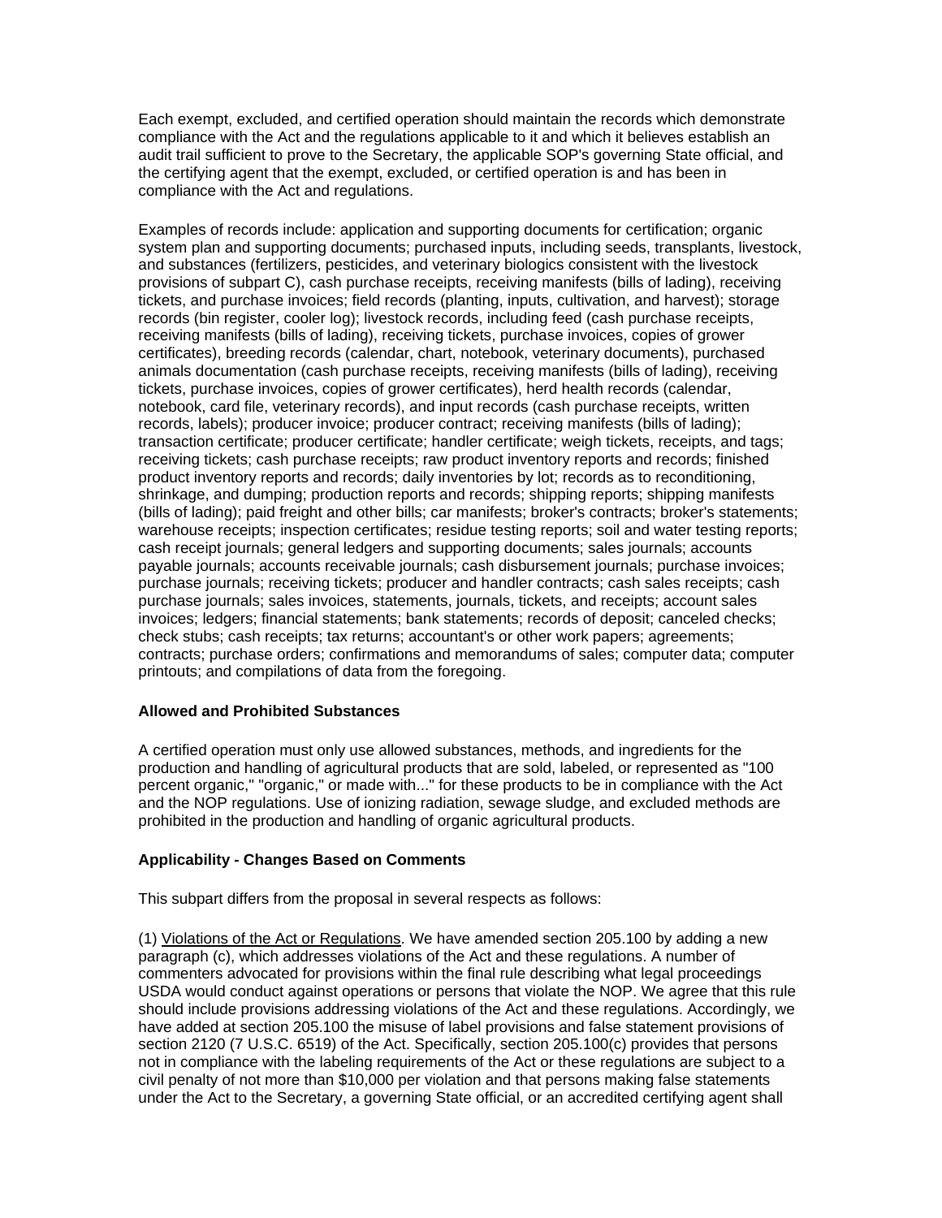Each exempt, excluded, and certified operation should maintain the records which demonstrate compliance with the Act and the regulations applicable to it and which it believes establish an audit trail sufficient to prove to the Secretary, the applicable SOP's governing State official, and the certifying agent that the exempt, excluded, or certified operation is and has been in compliance with the Act and regulations.

Examples of records include: application and supporting documents for certification; organic system plan and supporting documents; purchased inputs, including seeds, transplants, livestock, and substances (fertilizers, pesticides, and veterinary biologics consistent with the livestock provisions of subpart C), cash purchase receipts, receiving manifests (bills of lading), receiving tickets, and purchase invoices; field records (planting, inputs, cultivation, and harvest); storage records (bin register, cooler log); livestock records, including feed (cash purchase receipts, receiving manifests (bills of lading), receiving tickets, purchase invoices, copies of grower certificates), breeding records (calendar, chart, notebook, veterinary documents), purchased animals documentation (cash purchase receipts, receiving manifests (bills of lading), receiving tickets, purchase invoices, copies of grower certificates), herd health records (calendar, notebook, card file, veterinary records), and input records (cash purchase receipts, written records, labels); producer invoice; producer contract; receiving manifests (bills of lading); transaction certificate; producer certificate; handler certificate; weigh tickets, receipts, and tags; receiving tickets; cash purchase receipts; raw product inventory reports and records; finished product inventory reports and records; daily inventories by lot; records as to reconditioning, shrinkage, and dumping; production reports and records; shipping reports; shipping manifests (bills of lading); paid freight and other bills; car manifests; broker's contracts; broker's statements; warehouse receipts; inspection certificates; residue testing reports; soil and water testing reports; cash receipt journals; general ledgers and supporting documents; sales journals; accounts payable journals; accounts receivable journals; cash disbursement journals; purchase invoices; purchase journals; receiving tickets; producer and handler contracts; cash sales receipts; cash purchase journals; sales invoices, statements, journals, tickets, and receipts; account sales invoices; ledgers; financial statements; bank statements; records of deposit; canceled checks; check stubs; cash receipts; tax returns; accountant's or other work papers; agreements; contracts; purchase orders; confirmations and memorandums of sales; computer data; computer printouts; and compilations of data from the foregoing.

**Allowed and Prohibited Substances**

A certified operation must only use allowed substances, methods, and ingredients for the production and handling of agricultural products that are sold, labeled, or represented as "100 percent organic," "organic," or made with..." for these products to be in compliance with the Act and the NOP regulations. Use of ionizing radiation, sewage sludge, and excluded methods are prohibited in the production and handling of organic agricultural products.

**Applicability - Changes Based on Comments**

This subpart differs from the proposal in several respects as follows:

(1) Violations of the Act or Regulations. We have amended section 205.100 by adding a new paragraph (c), which addresses violations of the Act and these regulations. A number of commenters advocated for provisions within the final rule describing what legal proceedings USDA would conduct against operations or persons that violate the NOP. We agree that this rule should include provisions addressing violations of the Act and these regulations. Accordingly, we have added at section 205.100 the misuse of label provisions and false statement provisions of section 2120 (7 U.S.C. 6519) of the Act. Specifically, section 205.100(c) provides that persons not in compliance with the labeling requirements of the Act or these regulations are subject to a civil penalty of not more than $10,000 per violation and that persons making false statements under the Act to the Secretary, a governing State official, or an accredited certifying agent shall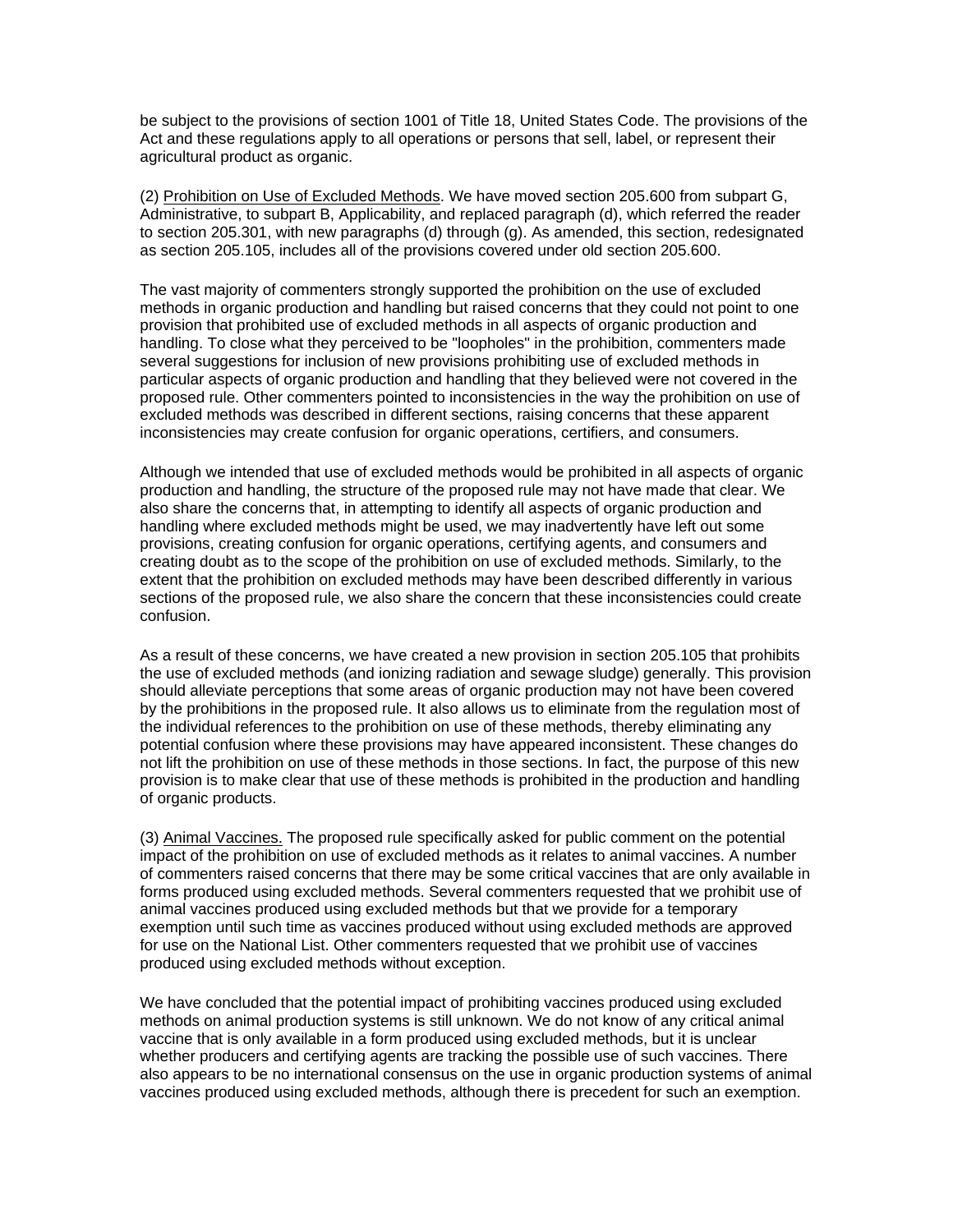be subject to the provisions of section 1001 of Title 18, United States Code. The provisions of the Act and these regulations apply to all operations or persons that sell, label, or represent their agricultural product as organic.

(2) <u>Prohibition on Use of Excluded Methods</u>. We have moved section 205.600 from subpart G, Administrative, to subpart B, Applicability, and replaced paragraph (d), which referred the reader to section 205.301, with new paragraphs (d) through (g). As amended, this section, redesignated as section 205.105, includes all of the provisions covered under old section 205.600.

The vast majority of commenters strongly supported the prohibition on the use of excluded methods in organic production and handling but raised concerns that they could not point to one provision that prohibited use of excluded methods in all aspects of organic production and handling. To close what they perceived to be "loopholes" in the prohibition, commenters made several suggestions for inclusion of new provisions prohibiting use of excluded methods in particular aspects of organic production and handling that they believed were not covered in the proposed rule. Other commenters pointed to inconsistencies in the way the prohibition on use of excluded methods was described in different sections, raising concerns that these apparent inconsistencies may create confusion for organic operations, certifiers, and consumers.

Although we intended that use of excluded methods would be prohibited in all aspects of organic production and handling, the structure of the proposed rule may not have made that clear. We also share the concerns that, in attempting to identify all aspects of organic production and handling where excluded methods might be used, we may inadvertently have left out some provisions, creating confusion for organic operations, certifying agents, and consumers and creating doubt as to the scope of the prohibition on use of excluded methods. Similarly, to the extent that the prohibition on excluded methods may have been described differently in various sections of the proposed rule, we also share the concern that these inconsistencies could create confusion.

As a result of these concerns, we have created a new provision in section 205.105 that prohibits the use of excluded methods (and ionizing radiation and sewage sludge) generally. This provision should alleviate perceptions that some areas of organic production may not have been covered by the prohibitions in the proposed rule. It also allows us to eliminate from the regulation most of the individual references to the prohibition on use of these methods, thereby eliminating any potential confusion where these provisions may have appeared inconsistent. These changes do not lift the prohibition on use of these methods in those sections. In fact, the purpose of this new provision is to make clear that use of these methods is prohibited in the production and handling of organic products.

(3) <u>Animal Vaccines.</u> The proposed rule specifically asked for public comment on the potential impact of the prohibition on use of excluded methods as it relates to animal vaccines. A number of commenters raised concerns that there may be some critical vaccines that are only available in forms produced using excluded methods. Several commenters requested that we prohibit use of animal vaccines produced using excluded methods but that we provide for a temporary exemption until such time as vaccines produced without using excluded methods are approved for use on the National List. Other commenters requested that we prohibit use of vaccines produced using excluded methods without exception.

We have concluded that the potential impact of prohibiting vaccines produced using excluded methods on animal production systems is still unknown. We do not know of any critical animal vaccine that is only available in a form produced using excluded methods, but it is unclear whether producers and certifying agents are tracking the possible use of such vaccines. There also appears to be no international consensus on the use in organic production systems of animal vaccines produced using excluded methods, although there is precedent for such an exemption.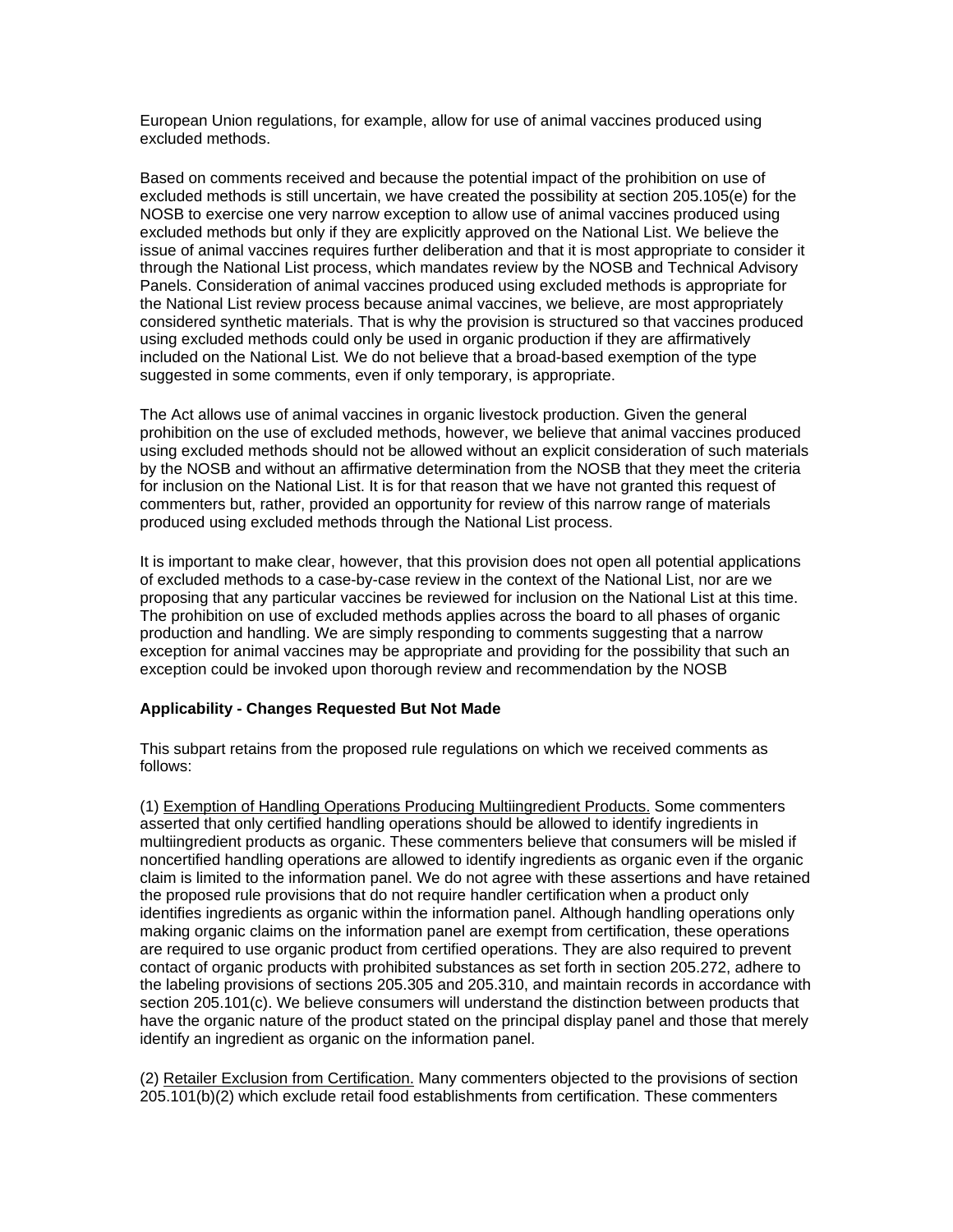European Union regulations, for example, allow for use of animal vaccines produced using excluded methods.

Based on comments received and because the potential impact of the prohibition on use of excluded methods is still uncertain, we have created the possibility at section 205.105(e) for the NOSB to exercise one very narrow exception to allow use of animal vaccines produced using excluded methods but only if they are explicitly approved on the National List. We believe the issue of animal vaccines requires further deliberation and that it is most appropriate to consider it through the National List process, which mandates review by the NOSB and Technical Advisory Panels. Consideration of animal vaccines produced using excluded methods is appropriate for the National List review process because animal vaccines, we believe, are most appropriately considered synthetic materials. That is why the provision is structured so that vaccines produced using excluded methods could only be used in organic production if they are affirmatively included on the National List*.* We do not believe that a broad-based exemption of the type suggested in some comments, even if only temporary, is appropriate.

The Act allows use of animal vaccines in organic livestock production. Given the general prohibition on the use of excluded methods, however, we believe that animal vaccines produced using excluded methods should not be allowed without an explicit consideration of such materials by the NOSB and without an affirmative determination from the NOSB that they meet the criteria for inclusion on the National List. It is for that reason that we have not granted this request of commenters but, rather, provided an opportunity for review of this narrow range of materials produced using excluded methods through the National List process.

It is important to make clear, however, that this provision does not open all potential applications of excluded methods to a case-by-case review in the context of the National List, nor are we proposing that any particular vaccines be reviewed for inclusion on the National List at this time. The prohibition on use of excluded methods applies across the board to all phases of organic production and handling. We are simply responding to comments suggesting that a narrow exception for animal vaccines may be appropriate and providing for the possibility that such an exception could be invoked upon thorough review and recommendation by the NOSB

**Applicability - Changes Requested But Not Made**

This subpart retains from the proposed rule regulations on which we received comments as follows:

(1) Exemption of Handling Operations Producing Multiingredient Products. Some commenters asserted that only certified handling operations should be allowed to identify ingredients in multiingredient products as organic. These commenters believe that consumers will be misled if noncertified handling operations are allowed to identify ingredients as organic even if the organic claim is limited to the information panel. We do not agree with these assertions and have retained the proposed rule provisions that do not require handler certification when a product only identifies ingredients as organic within the information panel. Although handling operations only making organic claims on the information panel are exempt from certification, these operations are required to use organic product from certified operations. They are also required to prevent contact of organic products with prohibited substances as set forth in section 205.272, adhere to the labeling provisions of sections 205.305 and 205.310, and maintain records in accordance with section 205.101(c). We believe consumers will understand the distinction between products that have the organic nature of the product stated on the principal display panel and those that merely identify an ingredient as organic on the information panel.

(2) Retailer Exclusion from Certification. Many commenters objected to the provisions of section 205.101(b)(2) which exclude retail food establishments from certification. These commenters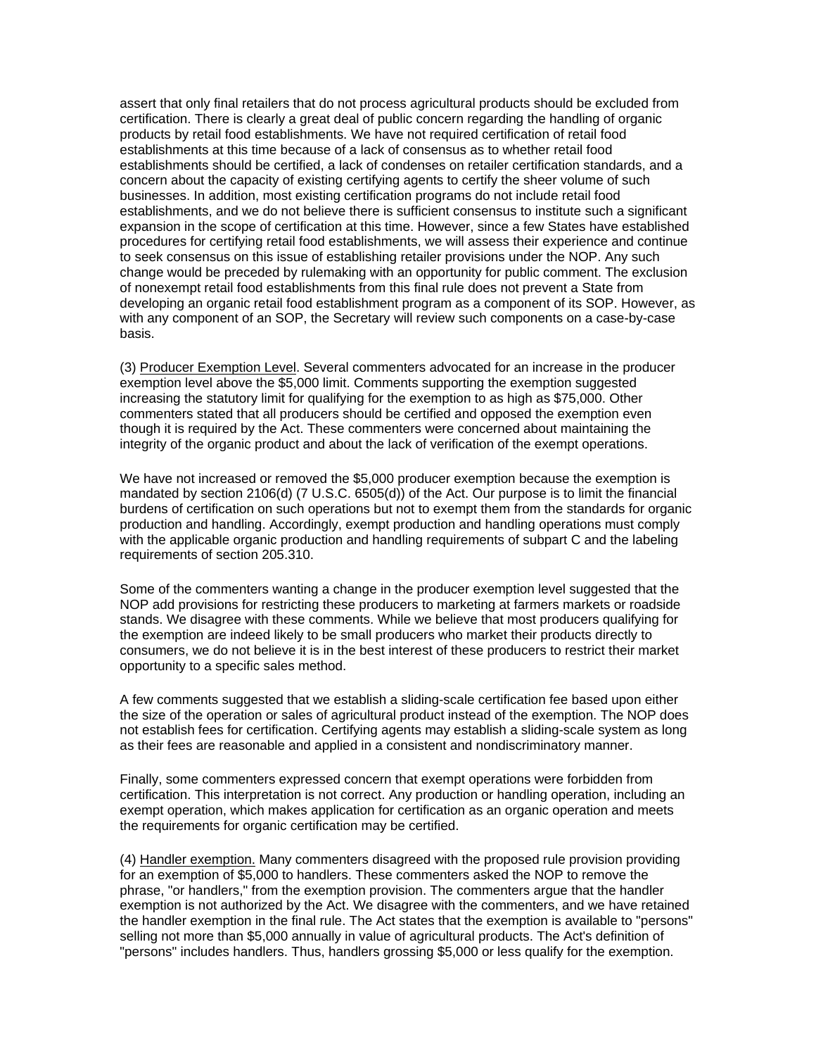assert that only final retailers that do not process agricultural products should be excluded from certification. There is clearly a great deal of public concern regarding the handling of organic products by retail food establishments. We have not required certification of retail food establishments at this time because of a lack of consensus as to whether retail food establishments should be certified, a lack of condenses on retailer certification standards, and a concern about the capacity of existing certifying agents to certify the sheer volume of such businesses. In addition, most existing certification programs do not include retail food establishments, and we do not believe there is sufficient consensus to institute such a significant expansion in the scope of certification at this time. However, since a few States have established procedures for certifying retail food establishments, we will assess their experience and continue to seek consensus on this issue of establishing retailer provisions under the NOP. Any such change would be preceded by rulemaking with an opportunity for public comment. The exclusion of nonexempt retail food establishments from this final rule does not prevent a State from developing an organic retail food establishment program as a component of its SOP. However, as with any component of an SOP, the Secretary will review such components on a case-by-case basis.

(3) Producer Exemption Level. Several commenters advocated for an increase in the producer exemption level above the $5,000 limit. Comments supporting the exemption suggested increasing the statutory limit for qualifying for the exemption to as high as $75,000. Other commenters stated that all producers should be certified and opposed the exemption even though it is required by the Act. These commenters were concerned about maintaining the integrity of the organic product and about the lack of verification of the exempt operations.

We have not increased or removed the $5,000 producer exemption because the exemption is mandated by section 2106(d) (7 U.S.C. 6505(d)) of the Act. Our purpose is to limit the financial burdens of certification on such operations but not to exempt them from the standards for organic production and handling. Accordingly, exempt production and handling operations must comply with the applicable organic production and handling requirements of subpart C and the labeling requirements of section 205.310.

Some of the commenters wanting a change in the producer exemption level suggested that the NOP add provisions for restricting these producers to marketing at farmers markets or roadside stands. We disagree with these comments. While we believe that most producers qualifying for the exemption are indeed likely to be small producers who market their products directly to consumers, we do not believe it is in the best interest of these producers to restrict their market opportunity to a specific sales method.

A few comments suggested that we establish a sliding-scale certification fee based upon either the size of the operation or sales of agricultural product instead of the exemption. The NOP does not establish fees for certification. Certifying agents may establish a sliding-scale system as long as their fees are reasonable and applied in a consistent and nondiscriminatory manner.

Finally, some commenters expressed concern that exempt operations were forbidden from certification. This interpretation is not correct. Any production or handling operation, including an exempt operation, which makes application for certification as an organic operation and meets the requirements for organic certification may be certified.

(4) Handler exemption. Many commenters disagreed with the proposed rule provision providing for an exemption of $5,000 to handlers. These commenters asked the NOP to remove the phrase, "or handlers," from the exemption provision. The commenters argue that the handler exemption is not authorized by the Act. We disagree with the commenters, and we have retained the handler exemption in the final rule. The Act states that the exemption is available to "persons" selling not more than $5,000 annually in value of agricultural products. The Act's definition of "persons" includes handlers. Thus, handlers grossing $5,000 or less qualify for the exemption.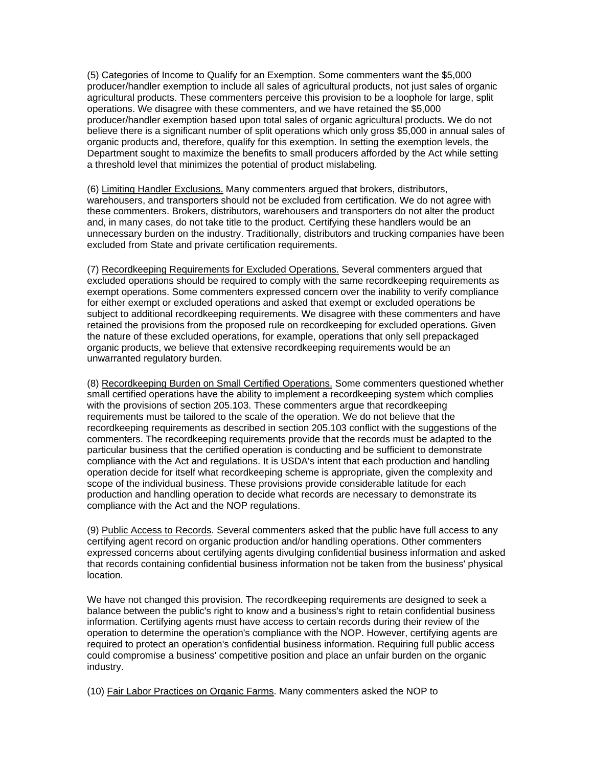(5) Categories of Income to Qualify for an Exemption. Some commenters want the $5,000 producer/handler exemption to include all sales of agricultural products, not just sales of organic agricultural products. These commenters perceive this provision to be a loophole for large, split operations. We disagree with these commenters, and we have retained the $5,000 producer/handler exemption based upon total sales of organic agricultural products. We do not believe there is a significant number of split operations which only gross $5,000 in annual sales of organic products and, therefore, qualify for this exemption. In setting the exemption levels, the Department sought to maximize the benefits to small producers afforded by the Act while setting a threshold level that minimizes the potential of product mislabeling.

(6) Limiting Handler Exclusions. Many commenters argued that brokers, distributors, warehousers, and transporters should not be excluded from certification. We do not agree with these commenters. Brokers, distributors, warehousers and transporters do not alter the product and, in many cases, do not take title to the product. Certifying these handlers would be an unnecessary burden on the industry. Traditionally, distributors and trucking companies have been excluded from State and private certification requirements.

(7) Recordkeeping Requirements for Excluded Operations. Several commenters argued that excluded operations should be required to comply with the same recordkeeping requirements as exempt operations. Some commenters expressed concern over the inability to verify compliance for either exempt or excluded operations and asked that exempt or excluded operations be subject to additional recordkeeping requirements. We disagree with these commenters and have retained the provisions from the proposed rule on recordkeeping for excluded operations. Given the nature of these excluded operations, for example, operations that only sell prepackaged organic products, we believe that extensive recordkeeping requirements would be an unwarranted regulatory burden.

(8) Recordkeeping Burden on Small Certified Operations. Some commenters questioned whether small certified operations have the ability to implement a recordkeeping system which complies with the provisions of section 205.103. These commenters argue that recordkeeping requirements must be tailored to the scale of the operation. We do not believe that the recordkeeping requirements as described in section 205.103 conflict with the suggestions of the commenters. The recordkeeping requirements provide that the records must be adapted to the particular business that the certified operation is conducting and be sufficient to demonstrate compliance with the Act and regulations. It is USDA's intent that each production and handling operation decide for itself what recordkeeping scheme is appropriate, given the complexity and scope of the individual business. These provisions provide considerable latitude for each production and handling operation to decide what records are necessary to demonstrate its compliance with the Act and the NOP regulations.

(9) Public Access to Records. Several commenters asked that the public have full access to any certifying agent record on organic production and/or handling operations. Other commenters expressed concerns about certifying agents divulging confidential business information and asked that records containing confidential business information not be taken from the business' physical location.

We have not changed this provision. The recordkeeping requirements are designed to seek a balance between the public's right to know and a business's right to retain confidential business information. Certifying agents must have access to certain records during their review of the operation to determine the operation's compliance with the NOP. However, certifying agents are required to protect an operation's confidential business information. Requiring full public access could compromise a business' competitive position and place an unfair burden on the organic industry.

(10) Fair Labor Practices on Organic Farms. Many commenters asked the NOP to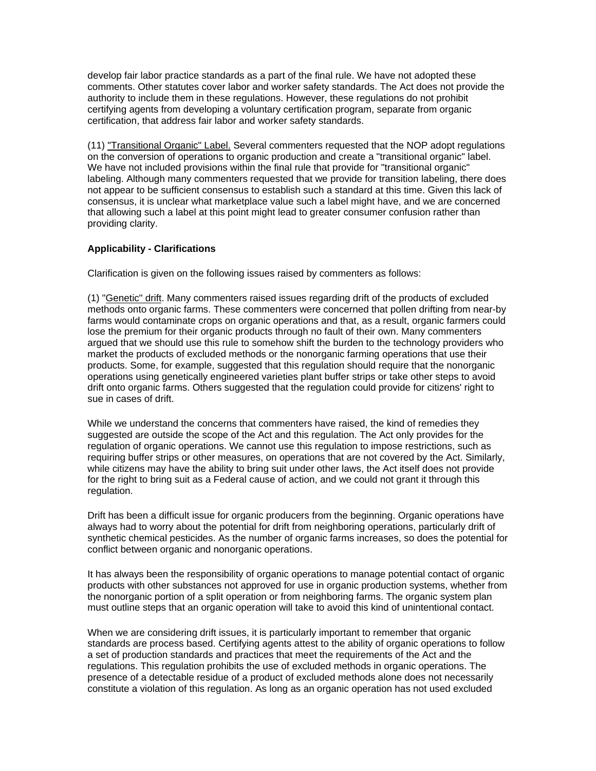develop fair labor practice standards as a part of the final rule. We have not adopted these comments. Other statutes cover labor and worker safety standards. The Act does not provide the authority to include them in these regulations. However, these regulations do not prohibit certifying agents from developing a voluntary certification program, separate from organic certification, that address fair labor and worker safety standards.

(11) "Transitional Organic" Label. Several commenters requested that the NOP adopt regulations on the conversion of operations to organic production and create a "transitional organic" label. We have not included provisions within the final rule that provide for "transitional organic" labeling. Although many commenters requested that we provide for transition labeling, there does not appear to be sufficient consensus to establish such a standard at this time. Given this lack of consensus, it is unclear what marketplace value such a label might have, and we are concerned that allowing such a label at this point might lead to greater consumer confusion rather than providing clarity.

**Applicability - Clarifications**

Clarification is given on the following issues raised by commenters as follows:

(1) "Genetic" drift. Many commenters raised issues regarding drift of the products of excluded methods onto organic farms. These commenters were concerned that pollen drifting from near-by farms would contaminate crops on organic operations and that, as a result, organic farmers could lose the premium for their organic products through no fault of their own. Many commenters argued that we should use this rule to somehow shift the burden to the technology providers who market the products of excluded methods or the nonorganic farming operations that use their products. Some, for example, suggested that this regulation should require that the nonorganic operations using genetically engineered varieties plant buffer strips or take other steps to avoid drift onto organic farms. Others suggested that the regulation could provide for citizens' right to sue in cases of drift.

While we understand the concerns that commenters have raised, the kind of remedies they suggested are outside the scope of the Act and this regulation. The Act only provides for the regulation of organic operations. We cannot use this regulation to impose restrictions, such as requiring buffer strips or other measures, on operations that are not covered by the Act. Similarly, while citizens may have the ability to bring suit under other laws, the Act itself does not provide for the right to bring suit as a Federal cause of action, and we could not grant it through this regulation.

Drift has been a difficult issue for organic producers from the beginning. Organic operations have always had to worry about the potential for drift from neighboring operations, particularly drift of synthetic chemical pesticides. As the number of organic farms increases, so does the potential for conflict between organic and nonorganic operations.

It has always been the responsibility of organic operations to manage potential contact of organic products with other substances not approved for use in organic production systems, whether from the nonorganic portion of a split operation or from neighboring farms. The organic system plan must outline steps that an organic operation will take to avoid this kind of unintentional contact.

When we are considering drift issues, it is particularly important to remember that organic standards are process based. Certifying agents attest to the ability of organic operations to follow a set of production standards and practices that meet the requirements of the Act and the regulations. This regulation prohibits the use of excluded methods in organic operations. The presence of a detectable residue of a product of excluded methods alone does not necessarily constitute a violation of this regulation. As long as an organic operation has not used excluded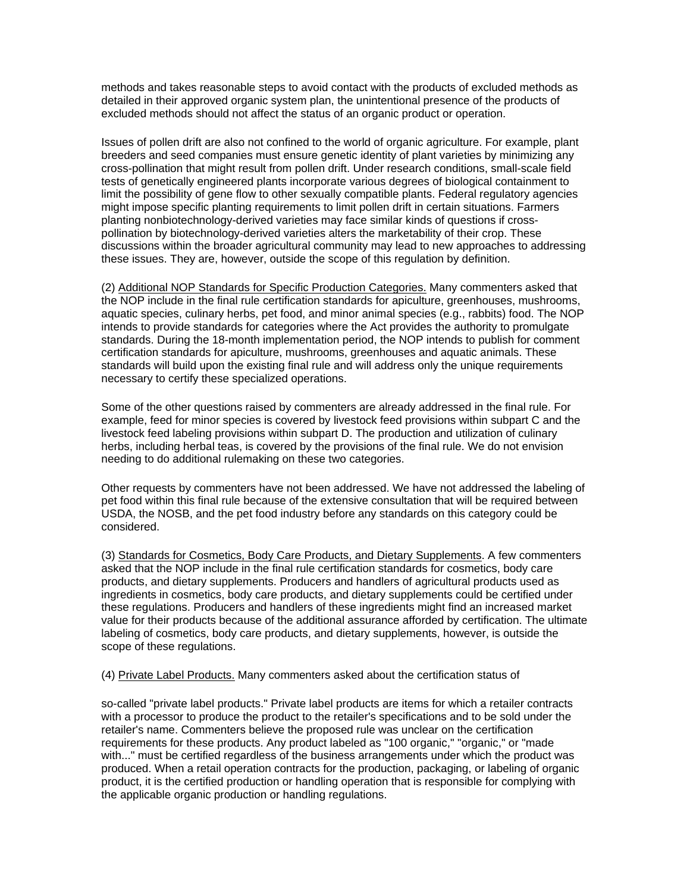methods and takes reasonable steps to avoid contact with the products of excluded methods as detailed in their approved organic system plan, the unintentional presence of the products of excluded methods should not affect the status of an organic product or operation.

Issues of pollen drift are also not confined to the world of organic agriculture. For example, plant breeders and seed companies must ensure genetic identity of plant varieties by minimizing any cross-pollination that might result from pollen drift. Under research conditions, small-scale field tests of genetically engineered plants incorporate various degrees of biological containment to limit the possibility of gene flow to other sexually compatible plants. Federal regulatory agencies might impose specific planting requirements to limit pollen drift in certain situations. Farmers planting nonbiotechnology-derived varieties may face similar kinds of questions if cross-pollination by biotechnology-derived varieties alters the marketability of their crop. These discussions within the broader agricultural community may lead to new approaches to addressing these issues. They are, however, outside the scope of this regulation by definition.

(2) Additional NOP Standards for Specific Production Categories. Many commenters asked that the NOP include in the final rule certification standards for apiculture, greenhouses, mushrooms, aquatic species, culinary herbs, pet food, and minor animal species (e.g., rabbits) food. The NOP intends to provide standards for categories where the Act provides the authority to promulgate standards. During the 18-month implementation period, the NOP intends to publish for comment certification standards for apiculture, mushrooms, greenhouses and aquatic animals. These standards will build upon the existing final rule and will address only the unique requirements necessary to certify these specialized operations.

Some of the other questions raised by commenters are already addressed in the final rule. For example, feed for minor species is covered by livestock feed provisions within subpart C and the livestock feed labeling provisions within subpart D. The production and utilization of culinary herbs, including herbal teas, is covered by the provisions of the final rule. We do not envision needing to do additional rulemaking on these two categories.

Other requests by commenters have not been addressed. We have not addressed the labeling of pet food within this final rule because of the extensive consultation that will be required between USDA, the NOSB, and the pet food industry before any standards on this category could be considered.

(3) Standards for Cosmetics, Body Care Products, and Dietary Supplements. A few commenters asked that the NOP include in the final rule certification standards for cosmetics, body care products, and dietary supplements. Producers and handlers of agricultural products used as ingredients in cosmetics, body care products, and dietary supplements could be certified under these regulations. Producers and handlers of these ingredients might find an increased market value for their products because of the additional assurance afforded by certification. The ultimate labeling of cosmetics, body care products, and dietary supplements, however, is outside the scope of these regulations.

(4) Private Label Products. Many commenters asked about the certification status of so-called "private label products." Private label products are items for which a retailer contracts with a processor to produce the product to the retailer's specifications and to be sold under the retailer's name. Commenters believe the proposed rule was unclear on the certification requirements for these products. Any product labeled as "100 organic," "organic," or "made with..." must be certified regardless of the business arrangements under which the product was produced. When a retail operation contracts for the production, packaging, or labeling of organic product, it is the certified production or handling operation that is responsible for complying with the applicable organic production or handling regulations.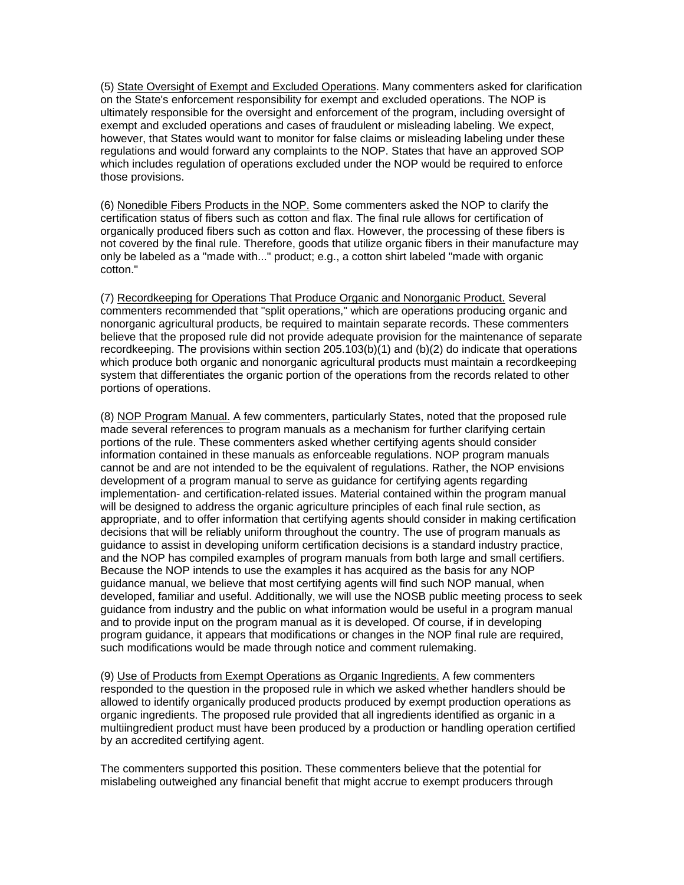(5) State Oversight of Exempt and Excluded Operations. Many commenters asked for clarification on the State's enforcement responsibility for exempt and excluded operations. The NOP is ultimately responsible for the oversight and enforcement of the program, including oversight of exempt and excluded operations and cases of fraudulent or misleading labeling. We expect, however, that States would want to monitor for false claims or misleading labeling under these regulations and would forward any complaints to the NOP. States that have an approved SOP which includes regulation of operations excluded under the NOP would be required to enforce those provisions.

(6) Nonedible Fibers Products in the NOP. Some commenters asked the NOP to clarify the certification status of fibers such as cotton and flax. The final rule allows for certification of organically produced fibers such as cotton and flax. However, the processing of these fibers is not covered by the final rule. Therefore, goods that utilize organic fibers in their manufacture may only be labeled as a "made with..." product; e.g., a cotton shirt labeled "made with organic cotton."

(7) Recordkeeping for Operations That Produce Organic and Nonorganic Product. Several commenters recommended that "split operations," which are operations producing organic and nonorganic agricultural products, be required to maintain separate records. These commenters believe that the proposed rule did not provide adequate provision for the maintenance of separate recordkeeping. The provisions within section 205.103(b)(1) and (b)(2) do indicate that operations which produce both organic and nonorganic agricultural products must maintain a recordkeeping system that differentiates the organic portion of the operations from the records related to other portions of operations.

(8) NOP Program Manual. A few commenters, particularly States, noted that the proposed rule made several references to program manuals as a mechanism for further clarifying certain portions of the rule. These commenters asked whether certifying agents should consider information contained in these manuals as enforceable regulations. NOP program manuals cannot be and are not intended to be the equivalent of regulations. Rather, the NOP envisions development of a program manual to serve as guidance for certifying agents regarding implementation- and certification-related issues. Material contained within the program manual will be designed to address the organic agriculture principles of each final rule section, as appropriate, and to offer information that certifying agents should consider in making certification decisions that will be reliably uniform throughout the country. The use of program manuals as guidance to assist in developing uniform certification decisions is a standard industry practice, and the NOP has compiled examples of program manuals from both large and small certifiers. Because the NOP intends to use the examples it has acquired as the basis for any NOP guidance manual, we believe that most certifying agents will find such NOP manual, when developed, familiar and useful. Additionally, we will use the NOSB public meeting process to seek guidance from industry and the public on what information would be useful in a program manual and to provide input on the program manual as it is developed. Of course, if in developing program guidance, it appears that modifications or changes in the NOP final rule are required, such modifications would be made through notice and comment rulemaking.

(9) Use of Products from Exempt Operations as Organic Ingredients. A few commenters responded to the question in the proposed rule in which we asked whether handlers should be allowed to identify organically produced products produced by exempt production operations as organic ingredients. The proposed rule provided that all ingredients identified as organic in a multiingredient product must have been produced by a production or handling operation certified by an accredited certifying agent.

The commenters supported this position. These commenters believe that the potential for mislabeling outweighed any financial benefit that might accrue to exempt producers through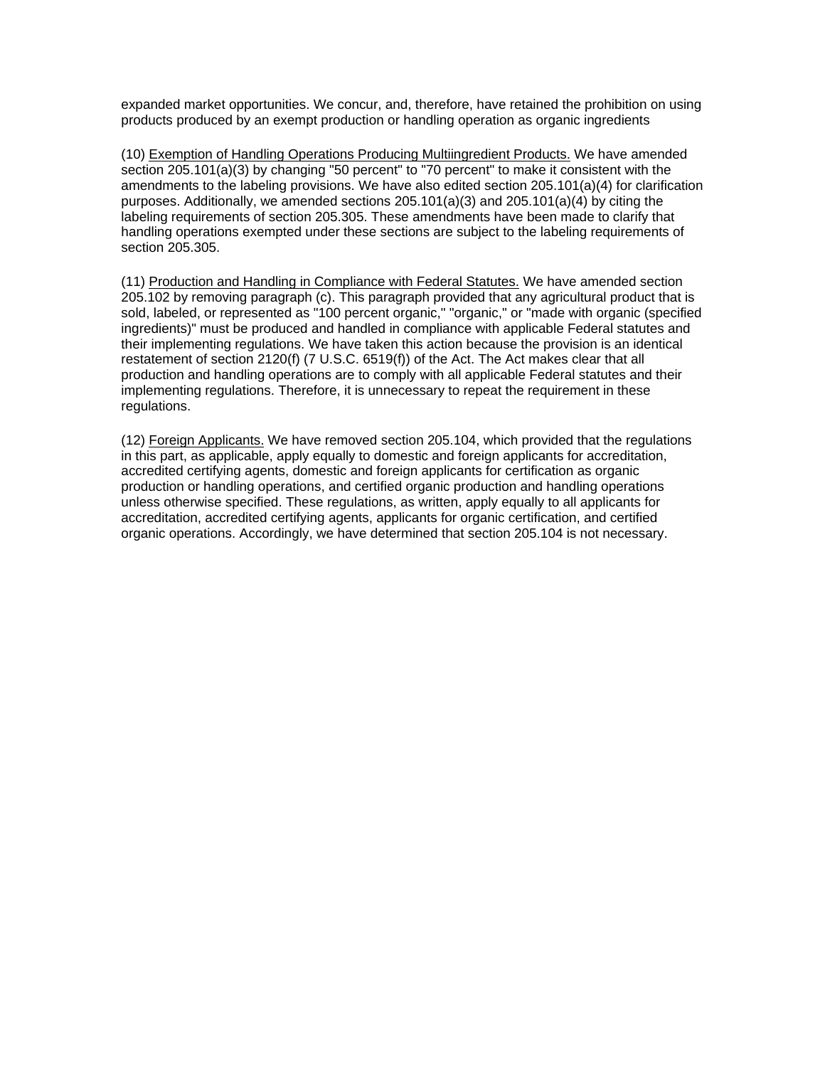expanded market opportunities. We concur, and, therefore, have retained the prohibition on using products produced by an exempt production or handling operation as organic ingredients

(10) <u>Exemption of Handling Operations Producing Multiingredient Products.</u> We have amended section 205.101(a)(3) by changing "50 percent" to "70 percent" to make it consistent with the amendments to the labeling provisions. We have also edited section 205.101(a)(4) for clarification purposes. Additionally, we amended sections 205.101(a)(3) and 205.101(a)(4) by citing the labeling requirements of section 205.305. These amendments have been made to clarify that handling operations exempted under these sections are subject to the labeling requirements of section 205.305.

(11) <u>Production and Handling in Compliance with Federal Statutes.</u> We have amended section 205.102 by removing paragraph (c). This paragraph provided that any agricultural product that is sold, labeled, or represented as "100 percent organic," "organic," or "made with organic (specified ingredients)" must be produced and handled in compliance with applicable Federal statutes and their implementing regulations. We have taken this action because the provision is an identical restatement of section 2120(f) (7 U.S.C. 6519(f)) of the Act. The Act makes clear that all production and handling operations are to comply with all applicable Federal statutes and their implementing regulations. Therefore, it is unnecessary to repeat the requirement in these regulations.

(12) <u>Foreign Applicants.</u> We have removed section 205.104, which provided that the regulations in this part, as applicable, apply equally to domestic and foreign applicants for accreditation, accredited certifying agents, domestic and foreign applicants for certification as organic production or handling operations, and certified organic production and handling operations unless otherwise specified. These regulations, as written, apply equally to all applicants for accreditation, accredited certifying agents, applicants for organic certification, and certified organic operations. Accordingly, we have determined that section 205.104 is not necessary.